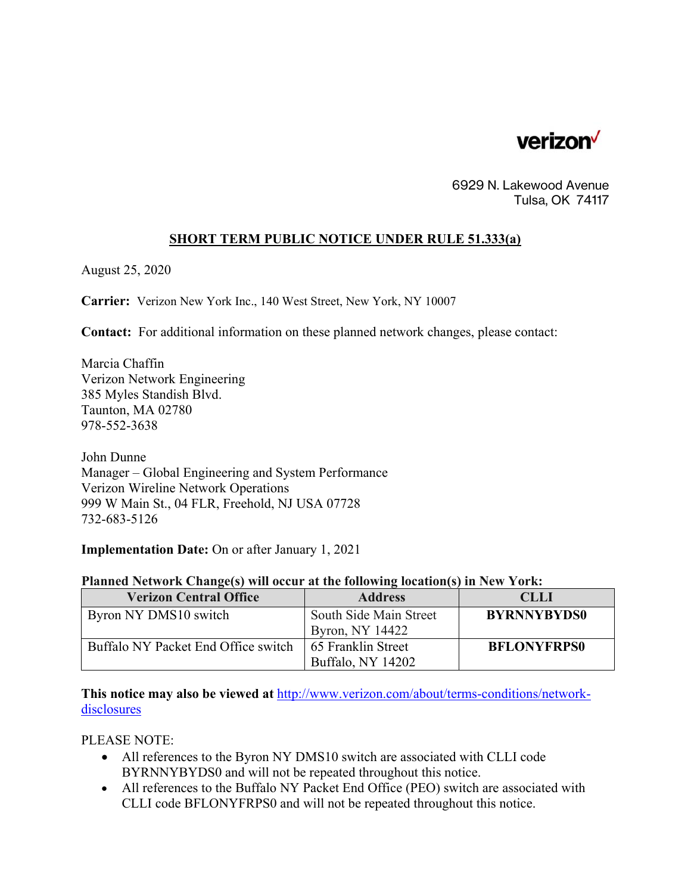verizon

6929 N. Lakewood Avenue
Tulsa, OK 74117

## SHORT TERM PUBLIC NOTICE UNDER RULE 51.333(a)

August 25, 2020

**Carrier:** Verizon New York Inc., 140 West Street, New York, NY 10007

**Contact:** For additional information on these planned network changes, please contact:

Marcia Chaffin
Verizon Network Engineering
385 Myles Standish Blvd.
Taunton, MA 02780
978-552-3638

John Dunne
Manager – Global Engineering and System Performance
Verizon Wireline Network Operations
999 W Main St., 04 FLR, Freehold, NJ USA 07728
732-683-5126

**Implementation Date:** On or after January 1, 2021

**Planned Network Change(s) will occur at the following location(s) in New York:**

| Verizon Central Office | Address | CLLI |
|---|---|---|
| Byron NY DMS10 switch | South Side Main Street Byron, NY 14422 | **BYRNNYBYDS0** |
| Buffalo NY Packet End Office switch | 65 Franklin Street Buffalo, NY 14202 | **BFLONYFRPS0** |

**This notice may also be viewed at** [http://www.verizon.com/about/terms-conditions/network-disclosures](http://www.verizon.com/about/terms-conditions/network-disclosures)

PLEASE NOTE:

- All references to the Byron NY DMS10 switch are associated with CLLI code BYRNNYBYDS0 and will not be repeated throughout this notice.
- All references to the Buffalo NY Packet End Office (PEO) switch are associated with CLLI code BFLONYFRPS0 and will not be repeated throughout this notice.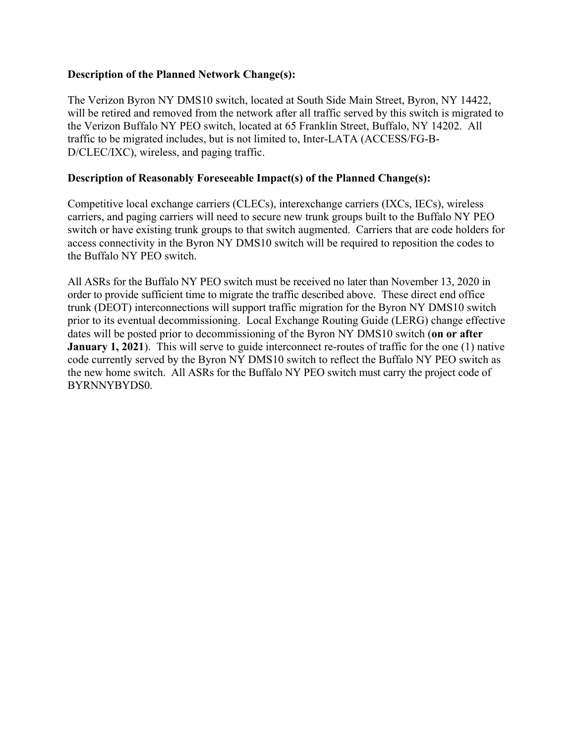**Description of the Planned Network Change(s):**

The Verizon Byron NY DMS10 switch, located at South Side Main Street, Byron, NY 14422, will be retired and removed from the network after all traffic served by this switch is migrated to the Verizon Buffalo NY PEO switch, located at 65 Franklin Street, Buffalo, NY 14202. All traffic to be migrated includes, but is not limited to, Inter-LATA (ACCESS/FG-B-D/CLEC/IXC), wireless, and paging traffic.

**Description of Reasonably Foreseeable Impact(s) of the Planned Change(s):**

Competitive local exchange carriers (CLECs), interexchange carriers (IXCs, IECs), wireless carriers, and paging carriers will need to secure new trunk groups built to the Buffalo NY PEO switch or have existing trunk groups to that switch augmented. Carriers that are code holders for access connectivity in the Byron NY DMS10 switch will be required to reposition the codes to the Buffalo NY PEO switch.

All ASRs for the Buffalo NY PEO switch must be received no later than November 13, 2020 in order to provide sufficient time to migrate the traffic described above. These direct end office trunk (DEOT) interconnections will support traffic migration for the Byron NY DMS10 switch prior to its eventual decommissioning. Local Exchange Routing Guide (LERG) change effective dates will be posted prior to decommissioning of the Byron NY DMS10 switch (**on or after January 1, 2021**). This will serve to guide interconnect re-routes of traffic for the one (1) native code currently served by the Byron NY DMS10 switch to reflect the Buffalo NY PEO switch as the new home switch. All ASRs for the Buffalo NY PEO switch must carry the project code of BYRNNYBYDS0.